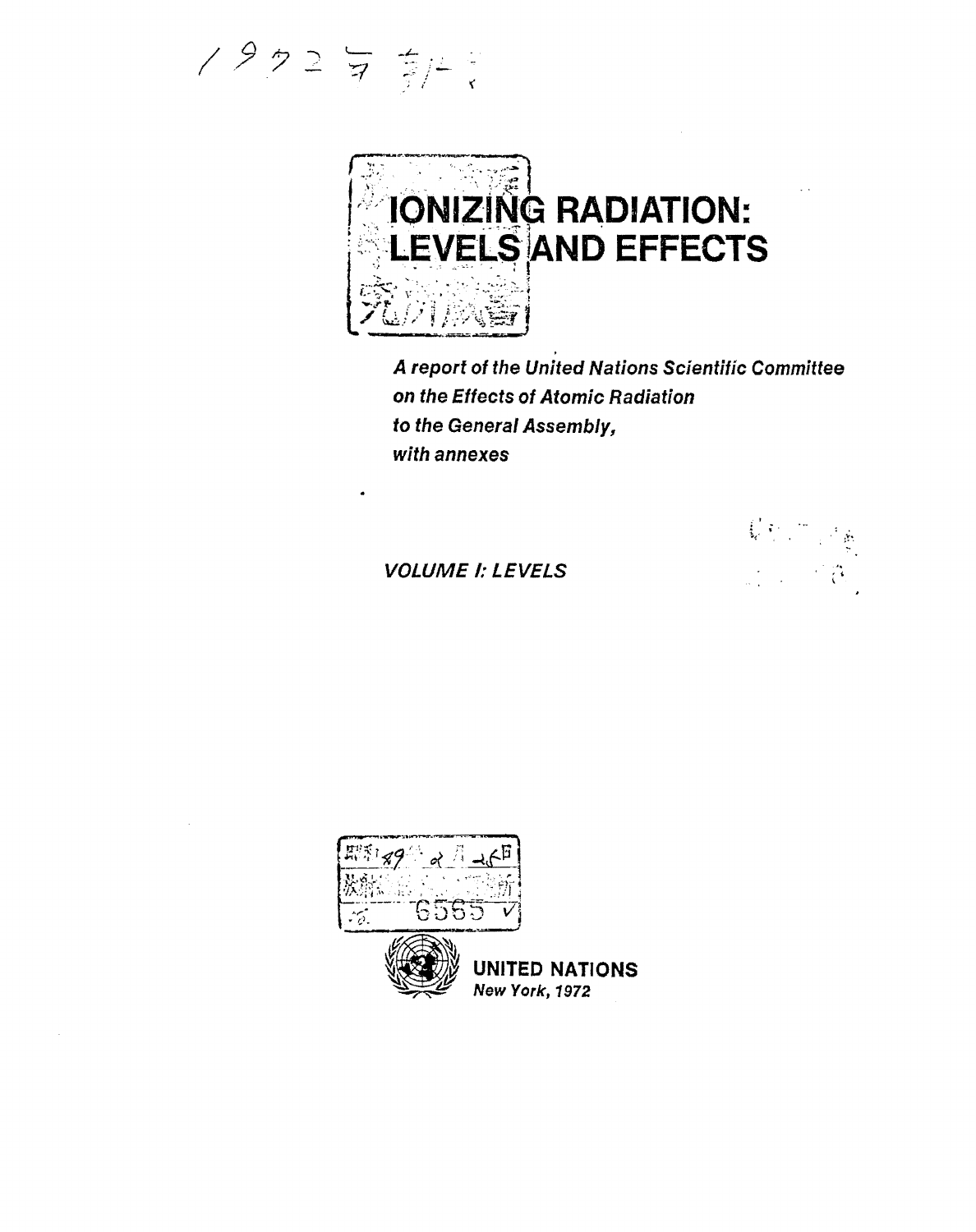# IONIZING RADIATION: LEVELS AND EFFECTS

***A report of the United Nations Scientific Committee on the Effects of Atomic Radiation to the General Assembly, with annexes***

***VOLUME I: LEVELS***

**UNITED NATIONS**

***New York, 1972***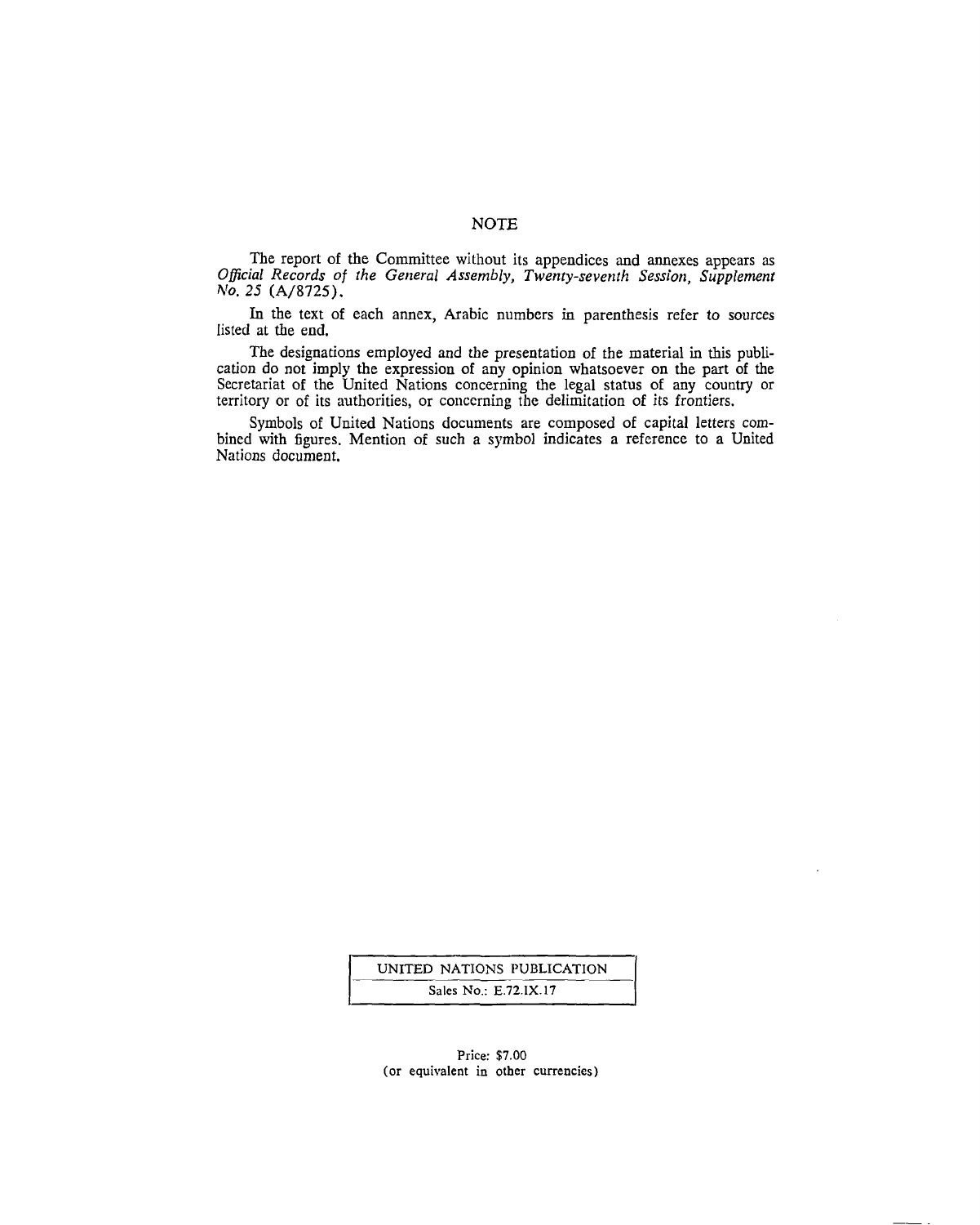# NOTE

The report of the Committee without its appendices and annexes appears as *Official Records of the General Assembly, Twenty-seventh Session, Supplement No. 25* (A/8725).

In the text of each annex, Arabic numbers in parenthesis refer to sources listed at the end.

The designations employed and the presentation of the material in this publication do not imply the expression of any opinion whatsoever on the part of the Secretariat of the United Nations concerning the legal status of any country or territory or of its authorities, or concerning the delimitation of its frontiers.

Symbols of United Nations documents are composed of capital letters combined with figures. Mention of such a symbol indicates a reference to a United Nations document.

| UNITED NATIONS PUBLICATION |
| --- |
| Sales No.: E.72.IX.17 |

Price: $7.00
(or equivalent in other currencies)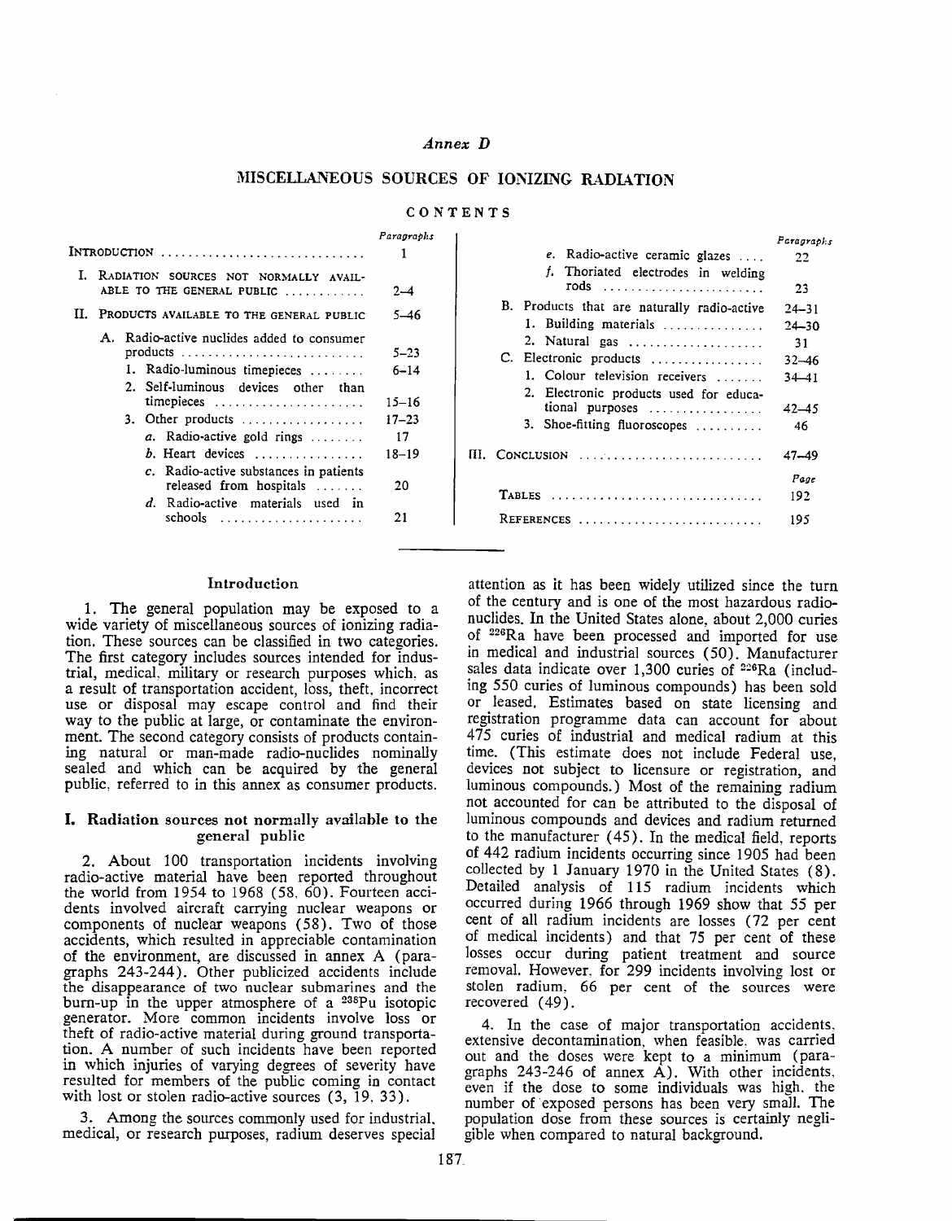## Annex D

# MISCELLANEOUS SOURCES OF IONIZING RADIATION

### CONTENTS

| | Paragraphs |
|---|---|
| INTRODUCTION | 1 |
| I. RADIATION SOURCES NOT NORMALLY AVAILABLE TO THE GENERAL PUBLIC | 2–4 |
| II. PRODUCTS AVAILABLE TO THE GENERAL PUBLIC | 5–46 |
| A. Radio-active nuclides added to consumer products | 5–23 |
| 1. Radio-luminous timepieces | 6–14 |
| 2. Self-luminous devices other than timepieces | 15–16 |
| 3. Other products | 17–23 |
| *a.* Radio-active gold rings | 17 |
| *b.* Heart devices | 18–19 |
| *c.* Radio-active substances in patients released from hospitals | 20 |
| *d.* Radio-active materials used in schools | 21 |
| *e.* Radio-active ceramic glazes | 22 |
| *f.* Thoriated electrodes in welding rods | 23 |
| B. Products that are naturally radio-active | 24–31 |
| 1. Building materials | 24–30 |
| 2. Natural gas | 31 |
| C. Electronic products | 32–46 |
| 1. Colour television receivers | 34–41 |
| 2. Electronic products used for educational purposes | 42–45 |
| 3. Shoe-fitting fluoroscopes | 46 |
| III. CONCLUSION | 47–49 |
| | *Page* |
| TABLES | 192 |
| REFERENCES | 195 |

## Introduction

1. The general population may be exposed to a wide variety of miscellaneous sources of ionizing radiation. These sources can be classified in two categories. The first category includes sources intended for industrial, medical, military or research purposes which, as a result of transportation accident, loss, theft, incorrect use or disposal may escape control and find their way to the public at large, or contaminate the environment. The second category consists of products containing natural or man-made radio-nuclides nominally sealed and which can be acquired by the general public, referred to in this annex as consumer products.

## I. Radiation sources not normally available to the general public

2. About 100 transportation incidents involving radio-active material have been reported throughout the world from 1954 to 1968 (58, 60). Fourteen accidents involved aircraft carrying nuclear weapons or components of nuclear weapons (58). Two of those accidents, which resulted in appreciable contamination of the environment, are discussed in annex A (paragraphs 243-244). Other publicized accidents include the disappearance of two nuclear submarines and the burn-up in the upper atmosphere of a $^{238}$Pu isotopic generator. More common incidents involve loss or theft of radio-active material during ground transportation. A number of such incidents have been reported in which injuries of varying degrees of severity have resulted for members of the public coming in contact with lost or stolen radio-active sources (3, 19, 33).

3. Among the sources commonly used for industrial, medical, or research purposes, radium deserves special attention as it has been widely utilized since the turn of the century and is one of the most hazardous radionuclides. In the United States alone, about 2,000 curies of $^{226}$Ra have been processed and imported for use in medical and industrial sources (50). Manufacturer sales data indicate over 1,300 curies of $^{226}$Ra (including 550 curies of luminous compounds) has been sold or leased. Estimates based on state licensing and registration programme data can account for about 475 curies of industrial and medical radium at this time. (This estimate does not include Federal use, devices not subject to licensure or registration, and luminous compounds.) Most of the remaining radium not accounted for can be attributed to the disposal of luminous compounds and devices and radium returned to the manufacturer (45). In the medical field, reports of 442 radium incidents occurring since 1905 had been collected by 1 January 1970 in the United States (8). Detailed analysis of 115 radium incidents which occurred during 1966 through 1969 show that 55 per cent of all radium incidents are losses (72 per cent of medical incidents) and that 75 per cent of these losses occur during patient treatment and source removal. However, for 299 incidents involving lost or stolen radium, 66 per cent of the sources were recovered (49).

4. In the case of major transportation accidents, extensive decontamination, when feasible, was carried out and the doses were kept to a minimum (paragraphs 243-246 of annex A). With other incidents, even if the dose to some individuals was high, the number of exposed persons has been very small. The population dose from these sources is certainly negligible when compared to natural background.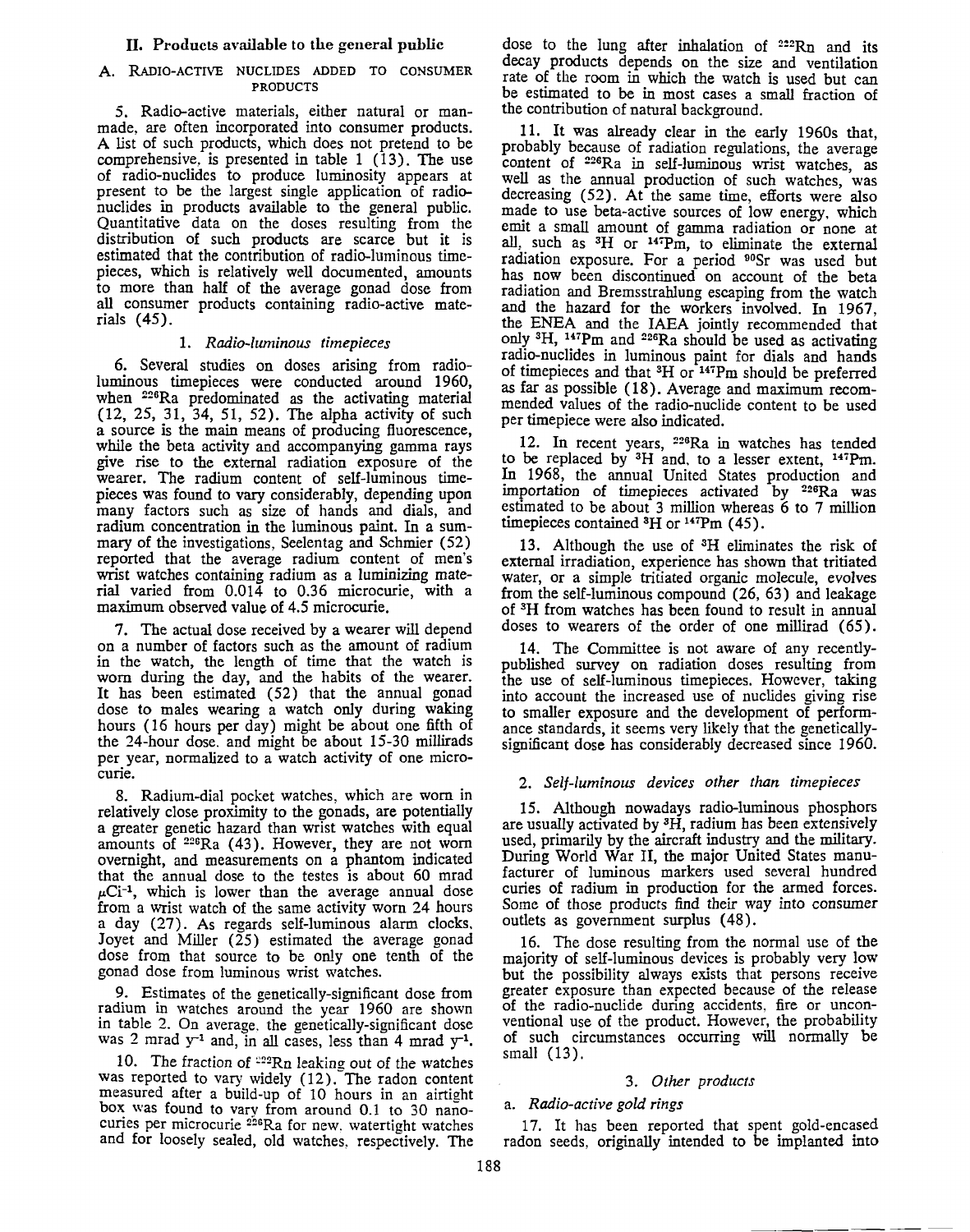## II. Products available to the general public

### A. Radio-active nuclides added to consumer products

5. Radio-active materials, either natural or man-made, are often incorporated into consumer products. A list of such products, which does not pretend to be comprehensive, is presented in table 1 (13). The use of radio-nuclides to produce luminosity appears at present to be the largest single application of radio-nuclides in products available to the general public. Quantitative data on the doses resulting from the distribution of such products are scarce but it is estimated that the contribution of radio-luminous timepieces, which is relatively well documented, amounts to more than half of the average gonad dose from all consumer products containing radio-active materials (45).

#### 1. *Radio-luminous timepieces*

6. Several studies on doses arising from radio-luminous timepieces were conducted around 1960, when $^{226}$Ra predominated as the activating material (12, 25, 31, 34, 51, 52). The alpha activity of such a source is the main means of producing fluorescence, while the beta activity and accompanying gamma rays give rise to the external radiation exposure of the wearer. The radium content of self-luminous timepieces was found to vary considerably, depending upon many factors such as size of hands and dials, and radium concentration in the luminous paint. In a summary of the investigations, Seelentag and Schmier (52) reported that the average radium content of men's wrist watches containing radium as a luminizing material varied from 0.014 to 0.36 microcurie, with a maximum observed value of 4.5 microcurie.

7. The actual dose received by a wearer will depend on a number of factors such as the amount of radium in the watch, the length of time that the watch is worn during the day, and the habits of the wearer. It has been estimated (52) that the annual gonad dose to males wearing a watch only during waking hours (16 hours per day) might be about one fifth of the 24-hour dose, and might be about 15-30 millirads per year, normalized to a watch activity of one microcurie.

8. Radium-dial pocket watches, which are worn in relatively close proximity to the gonads, are potentially a greater genetic hazard than wrist watches with equal amounts of $^{226}$Ra (43). However, they are not worn overnight, and measurements on a phantom indicated that the annual dose to the testes is about 60 mrad $\mu Ci^{-1}$, which is lower than the average annual dose from a wrist watch of the same activity worn 24 hours a day (27). As regards self-luminous alarm clocks, Joyet and Miller (25) estimated the average gonad dose from that source to be only one tenth of the gonad dose from luminous wrist watches.

9. Estimates of the genetically-significant dose from radium in watches around the year 1960 are shown in table 2. On average, the genetically-significant dose was 2 mrad $y^{-1}$ and, in all cases, less than 4 mrad $y^{-1}$.

10. The fraction of $^{222}$Rn leaking out of the watches was reported to vary widely (12). The radon content measured after a build-up of 10 hours in an airtight box was found to vary from around 0.1 to 30 nanocuries per microcurie $^{226}$Ra for new, watertight watches and for loosely sealed, old watches, respectively. The dose to the lung after inhalation of $^{222}$Rn and its decay products depends on the size and ventilation rate of the room in which the watch is used but can be estimated to be in most cases a small fraction of the contribution of natural background.

11. It was already clear in the early 1960s that, probably because of radiation regulations, the average content of $^{226}$Ra in self-luminous wrist watches, as well as the annual production of such watches, was decreasing (52). At the same time, efforts were also made to use beta-active sources of low energy, which emit a small amount of gamma radiation or none at all, such as $^{3}$H or $^{147}$Pm, to eliminate the external radiation exposure. For a period $^{90}$Sr was used but has now been discontinued on account of the beta radiation and Bremsstrahlung escaping from the watch and the hazard for the workers involved. In 1967, the ENEA and the IAEA jointly recommended that only $^{3}$H, $^{147}$Pm and $^{226}$Ra should be used as activating radio-nuclides in luminous paint for dials and hands of timepieces and that $^{3}$H or $^{147}$Pm should be preferred as far as possible (18). Average and maximum recommended values of the radio-nuclide content to be used per timepiece were also indicated.

12. In recent years, $^{226}$Ra in watches has tended to be replaced by $^{3}$H and, to a lesser extent, $^{147}$Pm. In 1968, the annual United States production and importation of timepieces activated by $^{226}$Ra was estimated to be about 3 million whereas 6 to 7 million timepieces contained $^{3}$H or $^{147}$Pm (45).

13. Although the use of $^{3}$H eliminates the risk of external irradiation, experience has shown that tritiated water, or a simple tritiated organic molecule, evolves from the self-luminous compound (26, 63) and leakage of $^{3}$H from watches has been found to result in annual doses to wearers of the order of one millirad (65).

14. The Committee is not aware of any recently-published survey on radiation doses resulting from the use of self-luminous timepieces. However, taking into account the increased use of nuclides giving rise to smaller exposure and the development of performance standards, it seems very likely that the genetically-significant dose has considerably decreased since 1960.

#### 2. *Self-luminous devices other than timepieces*

15. Although nowadays radio-luminous phosphors are usually activated by $^{3}$H, radium has been extensively used, primarily by the aircraft industry and the military. During World War II, the major United States manufacturer of luminous markers used several hundred curies of radium in production for the armed forces. Some of those products find their way into consumer outlets as government surplus (48).

16. The dose resulting from the normal use of the majority of self-luminous devices is probably very low but the possibility always exists that persons receive greater exposure than expected because of the release of the radio-nuclide during accidents, fire or unconventional use of the product. However, the probability of such circumstances occurring will normally be small (13).

#### 3. *Other products*

##### a. *Radio-active gold rings*

17. It has been reported that spent gold-encased radon seeds, originally intended to be implanted into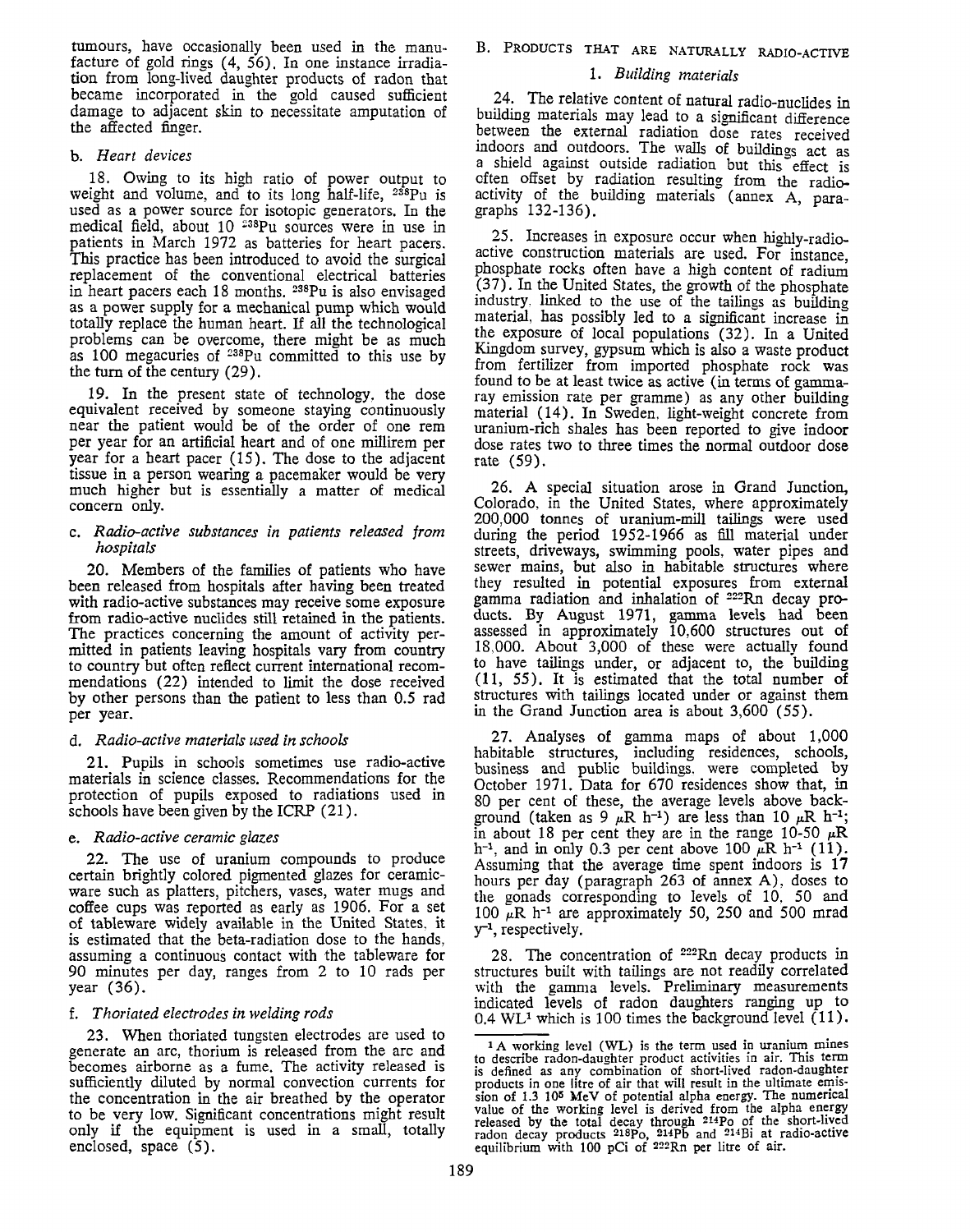tumours, have occasionally been used in the manufacture of gold rings (4, 56). In one instance irradiation from long-lived daughter products of radon that became incorporated in the gold caused sufficient damage to adjacent skin to necessitate amputation of the affected finger.

#### b. *Heart devices*

18. Owing to its high ratio of power output to weight and volume, and to its long half-life, $^{238}$Pu is used as a power source for isotopic generators. In the medical field, about 10 $^{238}$Pu sources were in use in patients in March 1972 as batteries for heart pacers. This practice has been introduced to avoid the surgical replacement of the conventional electrical batteries in heart pacers each 18 months. $^{238}$Pu is also envisaged as a power supply for a mechanical pump which would totally replace the human heart. If all the technological problems can be overcome, there might be as much as 100 megacuries of $^{238}$Pu committed to this use by the turn of the century (29).

19. In the present state of technology, the dose equivalent received by someone staying continuously near the patient would be of the order of one rem per year for an artificial heart and of one millirem per year for a heart pacer (15). The dose to the adjacent tissue in a person wearing a pacemaker would be very much higher but is essentially a matter of medical concern only.

#### c. *Radio-active substances in patients released from hospitals*

20. Members of the families of patients who have been released from hospitals after having been treated with radio-active substances may receive some exposure from radio-active nuclides still retained in the patients. The practices concerning the amount of activity permitted in patients leaving hospitals vary from country to country but often reflect current international recommendations (22) intended to limit the dose received by other persons than the patient to less than 0.5 rad per year.

#### d. *Radio-active materials used in schools*

21. Pupils in schools sometimes use radio-active materials in science classes. Recommendations for the protection of pupils exposed to radiations used in schools have been given by the ICRP (21).

#### e. *Radio-active ceramic glazes*

22. The use of uranium compounds to produce certain brightly colored pigmented glazes for ceramic-ware such as platters, pitchers, vases, water mugs and coffee cups was reported as early as 1906. For a set of tableware widely available in the United States, it is estimated that the beta-radiation dose to the hands, assuming a continuous contact with the tableware for 90 minutes per day, ranges from 2 to 10 rads per year (36).

#### f. *Thoriated electrodes in welding rods*

23. When thoriated tungsten electrodes are used to generate an arc, thorium is released from the arc and becomes airborne as a fume. The activity released is sufficiently diluted by normal convection currents for the concentration in the air breathed by the operator to be very low. Significant concentrations might result only if the equipment is used in a small, totally enclosed, space (5).

### B. PRODUCTS THAT ARE NATURALLY RADIO-ACTIVE

#### 1. *Building materials*

24. The relative content of natural radio-nuclides in building materials may lead to a significant difference between the external radiation dose rates received indoors and outdoors. The walls of buildings act as a shield against outside radiation but this effect is often offset by radiation resulting from the radioactivity of the building materials (annex A, paragraphs 132-136).

25. Increases in exposure occur when highly-radioactive construction materials are used. For instance, phosphate rocks often have a high content of radium (37). In the United States, the growth of the phosphate industry, linked to the use of the tailings as building material, has possibly led to a significant increase in the exposure of local populations (32). In a United Kingdom survey, gypsum which is also a waste product from fertilizer from imported phosphate rock was found to be at least twice as active (in terms of gamma-ray emission rate per gramme) as any other building material (14). In Sweden, light-weight concrete from uranium-rich shales has been reported to give indoor dose rates two to three times the normal outdoor dose rate (59).

26. A special situation arose in Grand Junction, Colorado, in the United States, where approximately 200,000 tonnes of uranium-mill tailings were used during the period 1952-1966 as fill material under streets, driveways, swimming pools, water pipes and sewer mains, but also in habitable structures where they resulted in potential exposures from external gamma radiation and inhalation of $^{222}$Rn decay products. By August 1971, gamma levels had been assessed in approximately 10,600 structures out of 18,000. About 3,000 of these were actually found to have tailings under, or adjacent to, the building (11, 55). It is estimated that the total number of structures with tailings located under or against them in the Grand Junction area is about 3,600 (55).

27. Analyses of gamma maps of about 1,000 habitable structures, including residences, schools, business and public buildings, were completed by October 1971. Data for 670 residences show that, in 80 per cent of these, the average levels above background (taken as 9 $\mu$R h$^{-1}$) are less than 10 $\mu$R h$^{-1}$; in about 18 per cent they are in the range 10-50 $\mu$R h$^{-1}$, and in only 0.3 per cent above 100 $\mu$R h$^{-1}$ (11). Assuming that the average time spent indoors is 17 hours per day (paragraph 263 of annex A), doses to the gonads corresponding to levels of 10, 50 and 100 $\mu$R h$^{-1}$ are approximately 50, 250 and 500 mrad y$^{-1}$, respectively.

28. The concentration of $^{222}$Rn decay products in structures built with tailings are not readily correlated with the gamma levels. Preliminary measurements indicated levels of radon daughters ranging up to 0.4 WL[1] which is 100 times the background level (11).

[1] A working level (WL) is the term used in uranium mines to describe radon-daughter product activities in air. This term is defined as any combination of short-lived radon-daughter products in one litre of air that will result in the ultimate emission of 1.3 10$^5$ MeV of potential alpha energy. The numerical value of the working level is derived from the alpha energy released by the total decay through $^{214}$Po of the short-lived radon decay products $^{218}$Po, $^{214}$Pb and $^{214}$Bi at radio-active equilibrium with 100 pCi of $^{222}$Rn per litre of air.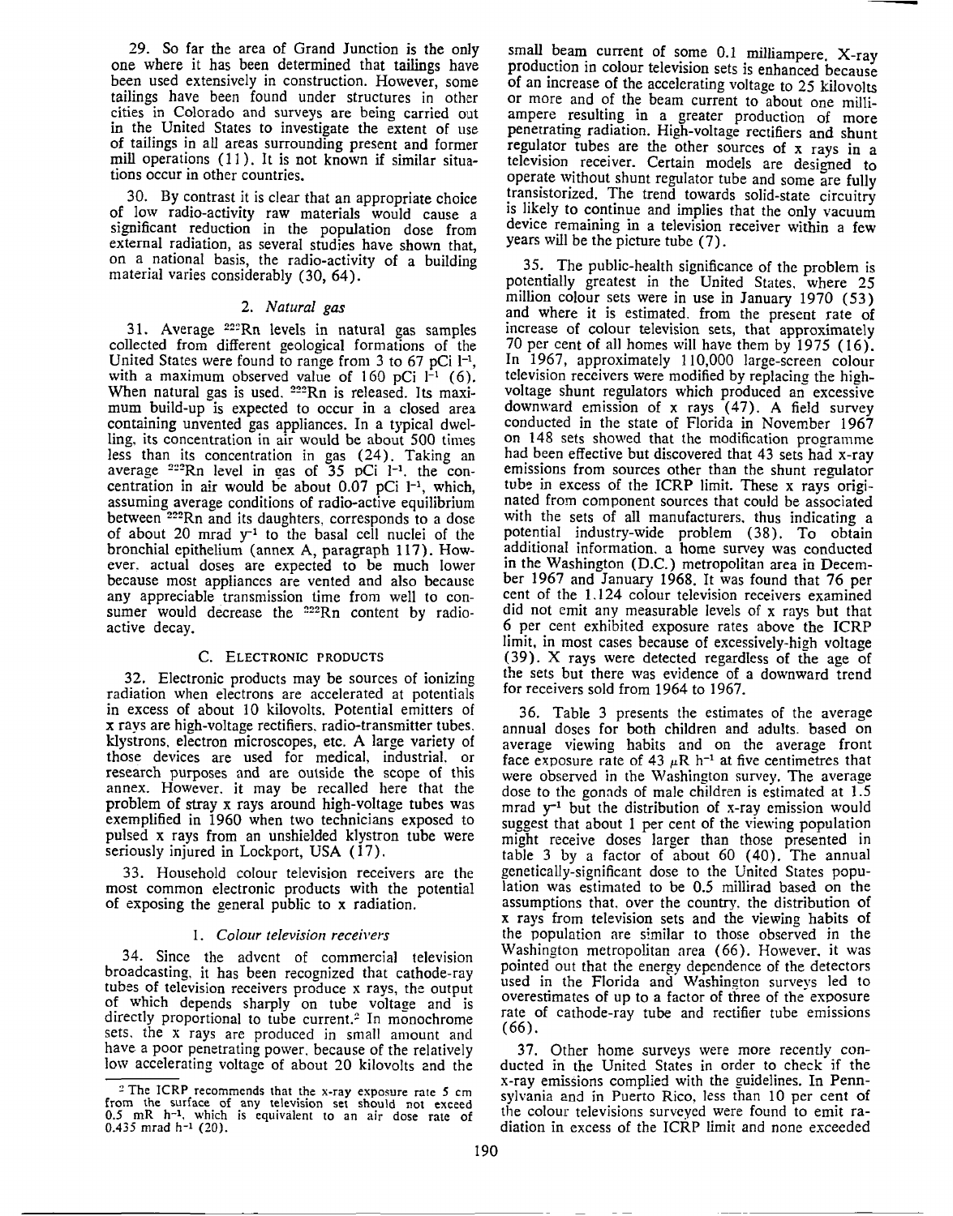29. So far the area of Grand Junction is the only one where it has been determined that tailings have been used extensively in construction. However, some tailings have been found under structures in other cities in Colorado and surveys are being carried out in the United States to investigate the extent of use of tailings in all areas surrounding present and former mill operations (11). It is not known if similar situations occur in other countries.

30. By contrast it is clear that an appropriate choice of low radio-activity raw materials would cause a significant reduction in the population dose from external radiation, as several studies have shown that, on a national basis, the radio-activity of a building material varies considerably (30, 64).

### 2. *Natural gas*

31. Average $^{222}$Rn levels in natural gas samples collected from different geological formations of the United States were found to range from 3 to 67 pCi $l^{-1}$, with a maximum observed value of 160 pCi $l^{-1}$ (6). When natural gas is used, $^{222}$Rn is released. Its maximum build-up is expected to occur in a closed area containing unvented gas appliances. In a typical dwelling, its concentration in air would be about 500 times less than its concentration in gas (24). Taking an average $^{222}$Rn level in gas of 35 pCi $l^{-1}$, the concentration in air would be about 0.07 pCi $l^{-1}$, which, assuming average conditions of radio-active equilibrium between $^{222}$Rn and its daughters, corresponds to a dose of about 20 mrad $y^{-1}$ to the basal cell nuclei of the bronchial epithelium (annex A, paragraph 117). However, actual doses are expected to be much lower because most appliances are vented and also because any appreciable transmission time from well to consumer would decrease the $^{222}$Rn content by radioactive decay.

## C. ELECTRONIC PRODUCTS

32. Electronic products may be sources of ionizing radiation when electrons are accelerated at potentials in excess of about 10 kilovolts. Potential emitters of x rays are high-voltage rectifiers, radio-transmitter tubes, klystrons, electron microscopes, etc. A large variety of those devices are used for medical, industrial, or research purposes and are outside the scope of this annex. However, it may be recalled here that the problem of stray x rays around high-voltage tubes was exemplified in 1960 when two technicians exposed to pulsed x rays from an unshielded klystron tube were seriously injured in Lockport, USA (17).

33. Household colour television receivers are the most common electronic products with the potential of exposing the general public to x radiation.

### 1. *Colour television receivers*

34. Since the advent of commercial television broadcasting, it has been recognized that cathode-ray tubes of television receivers produce x rays, the output of which depends sharply on tube voltage and is directly proportional to tube current.[2] In monochrome sets, the x rays are produced in small amount and have a poor penetrating power, because of the relatively low accelerating voltage of about 20 kilovolts and the small beam current of some 0.1 milliampere. X-ray production in colour television sets is enhanced because of an increase of the accelerating voltage to 25 kilovolts or more and of the beam current to about one milliampere resulting in a greater production of more penetrating radiation. High-voltage rectifiers and shunt regulator tubes are the other sources of x rays in a television receiver. Certain models are designed to operate without shunt regulator tube and some are fully transistorized. The trend towards solid-state circuitry is likely to continue and implies that the only vacuum device remaining in a television receiver within a few years will be the picture tube (7).

35. The public-health significance of the problem is potentially greatest in the United States, where 25 million colour sets were in use in January 1970 (53) and where it is estimated, from the present rate of increase of colour television sets, that approximately 70 per cent of all homes will have them by 1975 (16). In 1967, approximately 110,000 large-screen colour television receivers were modified by replacing the high-voltage shunt regulators which produced an excessive downward emission of x rays (47). A field survey conducted in the state of Florida in November 1967 on 148 sets showed that the modification programme had been effective but discovered that 43 sets had x-ray emissions from sources other than the shunt regulator tube in excess of the ICRP limit. These x rays originated from component sources that could be associated with the sets of all manufacturers, thus indicating a potential industry-wide problem (38). To obtain additional information, a home survey was conducted in the Washington (D.C.) metropolitan area in December 1967 and January 1968. It was found that 76 per cent of the 1,124 colour television receivers examined did not emit any measurable levels of x rays but that 6 per cent exhibited exposure rates above the ICRP limit, in most cases because of excessively-high voltage (39). X rays were detected regardless of the age of the sets but there was evidence of a downward trend for receivers sold from 1964 to 1967.

36. Table 3 presents the estimates of the average annual doses for both children and adults, based on average viewing habits and on the average front face exposure rate of 43 $\mu$R $h^{-1}$ at five centimetres that were observed in the Washington survey. The average dose to the gonads of male children is estimated at 1.5 mrad $y^{-1}$ but the distribution of x-ray emission would suggest that about 1 per cent of the viewing population might receive doses larger than those presented in table 3 by a factor of about 60 (40). The annual genetically-significant dose to the United States population was estimated to be 0.5 millirad based on the assumptions that, over the country, the distribution of x rays from television sets and the viewing habits of the population are similar to those observed in the Washington metropolitan area (66). However, it was pointed out that the energy dependence of the detectors used in the Florida and Washington surveys led to overestimates of up to a factor of three of the exposure rate of cathode-ray tube and rectifier tube emissions (66).

37. Other home surveys were more recently conducted in the United States in order to check if the x-ray emissions complied with the guidelines. In Pennsylvania and in Puerto Rico, less than 10 per cent of the colour televisions surveyed were found to emit radiation in excess of the ICRP limit and none exceeded

---

[2] The ICRP recommends that the x-ray exposure rate 5 cm from the surface of any television set should not exceed 0.5 mR $h^{-1}$, which is equivalent to an air dose rate of 0.435 mrad $h^{-1}$ (20).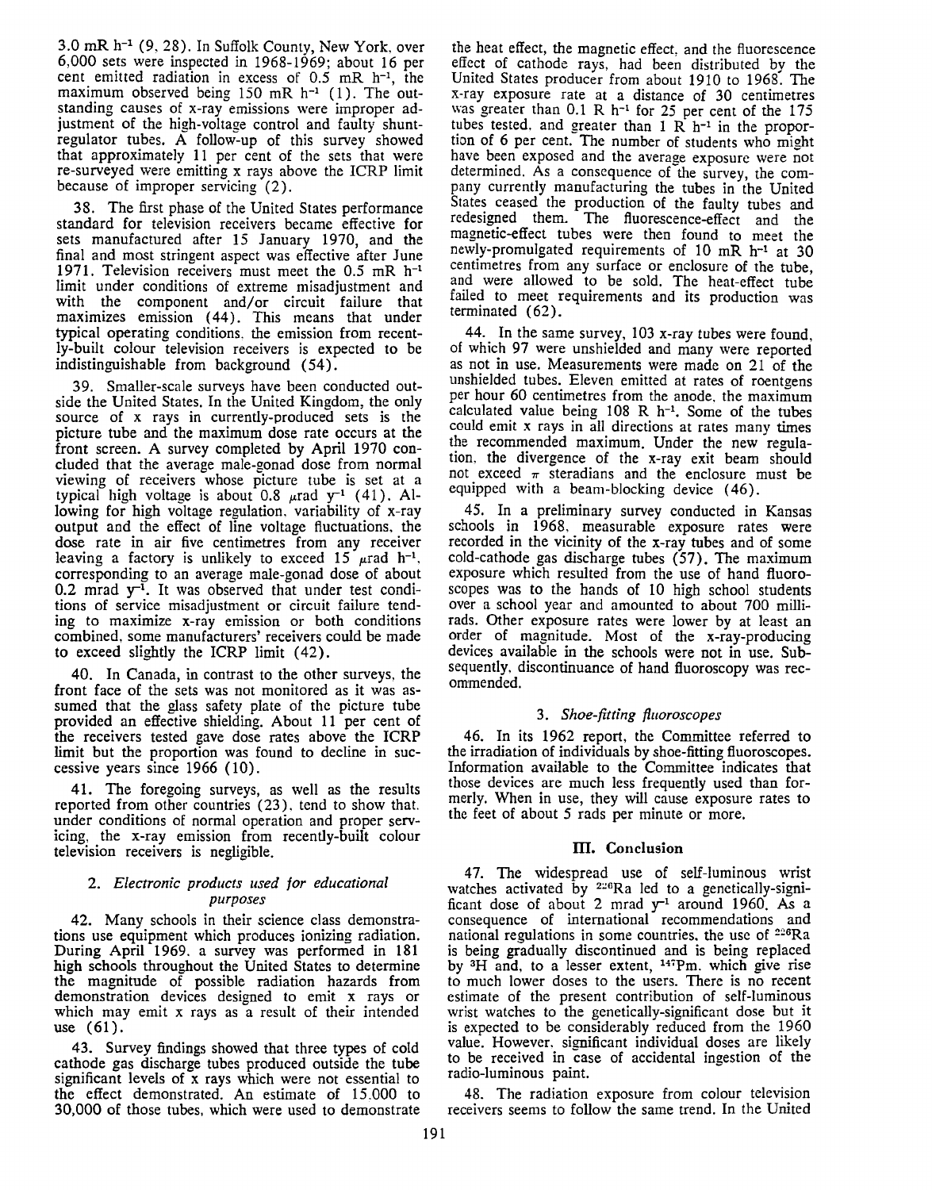3.0 mR $h^{-1}$ (9, 28). In Suffolk County, New York, over 6,000 sets were inspected in 1968-1969; about 16 per cent emitted radiation in excess of 0.5 mR $h^{-1}$, the maximum observed being 150 mR $h^{-1}$ (1). The outstanding causes of x-ray emissions were improper adjustment of the high-voltage control and faulty shunt-regulator tubes. A follow-up of this survey showed that approximately 11 per cent of the sets that were re-surveyed were emitting x rays above the ICRP limit because of improper servicing (2).

38. The first phase of the United States performance standard for television receivers became effective for sets manufactured after 15 January 1970, and the final and most stringent aspect was effective after June 1971. Television receivers must meet the 0.5 mR $h^{-1}$ limit under conditions of extreme misadjustment and with the component and/or circuit failure that maximizes emission (44). This means that under typical operating conditions, the emission from recently-built colour television receivers is expected to be indistinguishable from background (54).

39. Smaller-scale surveys have been conducted outside the United States. In the United Kingdom, the only source of x rays in currently-produced sets is the picture tube and the maximum dose rate occurs at the front screen. A survey completed by April 1970 concluded that the average male-gonad dose from normal viewing of receivers whose picture tube is set at a typical high voltage is about 0.8 $\mu$rad $y^{-1}$ (41). Allowing for high voltage regulation, variability of x-ray output and the effect of line voltage fluctuations, the dose rate in air five centimetres from any receiver leaving a factory is unlikely to exceed 15 $\mu$rad $h^{-1}$, corresponding to an average male-gonad dose of about 0.2 mrad $y^{-1}$. It was observed that under test conditions of service misadjustment or circuit failure tending to maximize x-ray emission or both conditions combined, some manufacturers' receivers could be made to exceed slightly the ICRP limit (42).

40. In Canada, in contrast to the other surveys, the front face of the sets was not monitored as it was assumed that the glass safety plate of the picture tube provided an effective shielding. About 11 per cent of the receivers tested gave dose rates above the ICRP limit but the proportion was found to decline in successive years since 1966 (10).

41. The foregoing surveys, as well as the results reported from other countries (23), tend to show that, under conditions of normal operation and proper servicing, the x-ray emission from recently-built colour television receivers is negligible.

### 2. *Electronic products used for educational purposes*

42. Many schools in their science class demonstrations use equipment which produces ionizing radiation. During April 1969, a survey was performed in 181 high schools throughout the United States to determine the magnitude of possible radiation hazards from demonstration devices designed to emit x rays or which may emit x rays as a result of their intended use (61).

43. Survey findings showed that three types of cold cathode gas discharge tubes produced outside the tube significant levels of x rays which were not essential to the effect demonstrated. An estimate of 15,000 to 30,000 of those tubes, which were used to demonstrate the heat effect, the magnetic effect, and the fluorescence effect of cathode rays, had been distributed by the United States producer from about 1910 to 1968. The x-ray exposure rate at a distance of 30 centimetres was greater than 0.1 R $h^{-1}$ for 25 per cent of the 175 tubes tested, and greater than 1 R $h^{-1}$ in the proportion of 6 per cent. The number of students who might have been exposed and the average exposure were not determined. As a consequence of the survey, the company currently manufacturing the tubes in the United States ceased the production of the faulty tubes and redesigned them. The fluorescence-effect and the magnetic-effect tubes were then found to meet the newly-promulgated requirements of 10 mR $h^{-1}$ at 30 centimetres from any surface or enclosure of the tube, and were allowed to be sold. The heat-effect tube failed to meet requirements and its production was terminated (62).

44. In the same survey, 103 x-ray tubes were found, of which 97 were unshielded and many were reported as not in use. Measurements were made on 21 of the unshielded tubes. Eleven emitted at rates of roentgens per hour 60 centimetres from the anode, the maximum calculated value being 108 R $h^{-1}$. Some of the tubes could emit x rays in all directions at rates many times the recommended maximum. Under the new regulation, the divergence of the x-ray exit beam should not exceed $\pi$ steradians and the enclosure must be equipped with a beam-blocking device (46).

45. In a preliminary survey conducted in Kansas schools in 1968, measurable exposure rates were recorded in the vicinity of the x-ray tubes and of some cold-cathode gas discharge tubes (57). The maximum exposure which resulted from the use of hand fluoroscopes was to the hands of 10 high school students over a school year and amounted to about 700 millirads. Other exposure rates were lower by at least an order of magnitude. Most of the x-ray-producing devices available in the schools were not in use. Subsequently, discontinuance of hand fluoroscopy was recommended.

### 3. *Shoe-fitting fluoroscopes*

46. In its 1962 report, the Committee referred to the irradiation of individuals by shoe-fitting fluoroscopes. Information available to the Committee indicates that those devices are much less frequently used than formerly. When in use, they will cause exposure rates to the feet of about 5 rads per minute or more.

## III. Conclusion

47. The widespread use of self-luminous wrist watches activated by $^{226}$Ra led to a genetically-significant dose of about 2 mrad $y^{-1}$ around 1960. As a consequence of international recommendations and national regulations in some countries, the use of $^{226}$Ra is being gradually discontinued and is being replaced by $^{3}$H and, to a lesser extent, $^{147}$Pm, which give rise to much lower doses to the users. There is no recent estimate of the present contribution of self-luminous wrist watches to the genetically-significant dose but it is expected to be considerably reduced from the 1960 value. However, significant individual doses are likely to be received in case of accidental ingestion of the radio-luminous paint.

48. The radiation exposure from colour television receivers seems to follow the same trend. In the United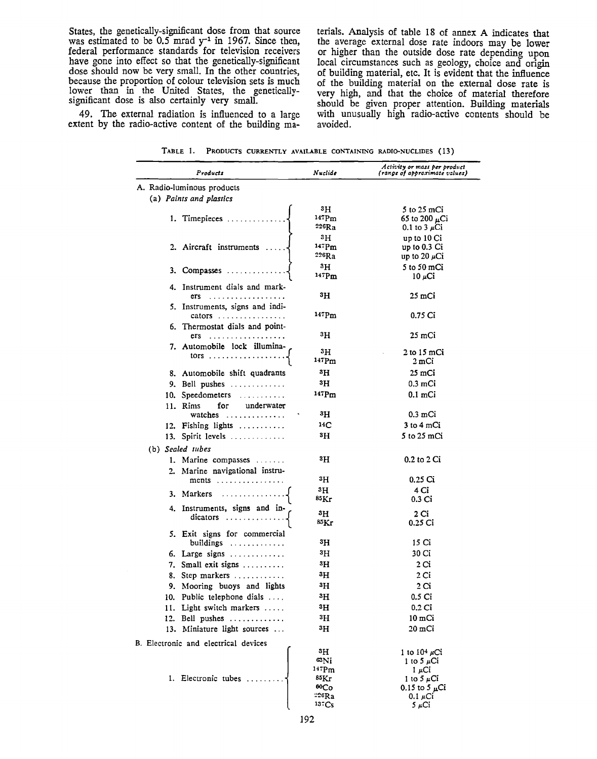States, the genetically-significant dose from that source was estimated to be 0.5 mrad $y^{-1}$ in 1967. Since then, federal performance standards for television receivers have gone into effect so that the genetically-significant dose should now be very small. In the other countries, because the proportion of colour television sets is much lower than in the United States, the genetically-significant dose is also certainly very small.

49. The external radiation is influenced to a large extent by the radio-active content of the building materials. Analysis of table 18 of annex A indicates that the average external dose rate indoors may be lower or higher than the outside dose rate depending upon local circumstances such as geology, choice and origin of building material, etc. It is evident that the influence of the building material on the external dose rate is very high, and that the choice of material therefore should be given proper attention. Building materials with unusually high radio-active contents should be avoided.

TABLE 1. PRODUCTS CURRENTLY AVAILABLE CONTAINING RADIO-NUCLIDES (13)

| *Products* | *Nuclide* | *Activity or mass per product (range of approximate values)* |
|---|---|---|
| A. Radio-luminous products | | |
| (a) *Paints and plastics* | | |
| 1. Timepieces | $^{3}H$ | 5 to 25 mCi |
| | $^{147}Pm$ | 65 to 200 $\mu$Ci |
| | $^{226}Ra$ | 0.1 to 3 $\mu$Ci |
| 2. Aircraft instruments | $^{3}H$ | up to 10 Ci |
| | $^{147}Pm$ | up to 0.3 Ci |
| | $^{226}Ra$ | up to 20 $\mu$Ci |
| 3. Compasses | $^{3}H$ | 5 to 50 mCi |
| | $^{147}Pm$ | 10 $\mu$Ci |
| 4. Instrument dials and markers | $^{3}H$ | 25 mCi |
| 5. Instruments, signs and indicators | $^{147}Pm$ | 0.75 Ci |
| 6. Thermostat dials and pointers | $^{3}H$ | 25 mCi |
| 7. Automobile lock illuminators | $^{3}H$ | 2 to 15 mCi |
| | $^{147}Pm$ | 2 mCi |
| 8. Automobile shift quadrants | $^{3}H$ | 25 mCi |
| 9. Bell pushes | $^{3}H$ | 0.3 mCi |
| 10. Speedometers | $^{147}Pm$ | 0.1 mCi |
| 11. Rims for underwater watches | $^{3}H$ | 0.3 mCi |
| 12. Fishing lights | $^{14}C$ | 3 to 4 mCi |
| 13. Spirit levels | $^{3}H$ | 5 to 25 mCi |
| (b) *Sealed tubes* | | |
| 1. Marine compasses | $^{3}H$ | 0.2 to 2 Ci |
| 2. Marine navigational instruments | $^{3}H$ | 0.25 Ci |
| 3. Markers | $^{3}H$ | 4 Ci |
| | $^{85}Kr$ | 0.3 Ci |
| 4. Instruments, signs and indicators | $^{3}H$ | 2 Ci |
| | $^{85}Kr$ | 0.25 Ci |
| 5. Exit signs for commercial buildings | $^{3}H$ | 15 Ci |
| 6. Large signs | $^{3}H$ | 30 Ci |
| 7. Small exit signs | $^{3}H$ | 2 Ci |
| 8. Step markers | $^{3}H$ | 2 Ci |
| 9. Mooring buoys and lights | $^{3}H$ | 2 Ci |
| 10. Public telephone dials | $^{3}H$ | 0.5 Ci |
| 11. Light switch markers | $^{3}H$ | 0.2 Ci |
| 12. Bell pushes | $^{3}H$ | 10 mCi |
| 13. Miniature light sources | $^{3}H$ | 20 mCi |
| B. Electronic and electrical devices | | |
| 1. Electronic tubes | $^{3}H$ | 1 to $10^{4}$ $\mu$Ci |
| | $^{63}Ni$ | 1 to 5 $\mu$Ci |
| | $^{147}Pm$ | 1 $\mu$Ci |
| | $^{85}Kr$ | 1 to 5 $\mu$Ci |
| | $^{60}Co$ | 0.15 to 5 $\mu$Ci |
| | $^{226}Ra$ | 0.1 $\mu$Ci |
| | $^{137}Cs$ | 5 $\mu$Ci |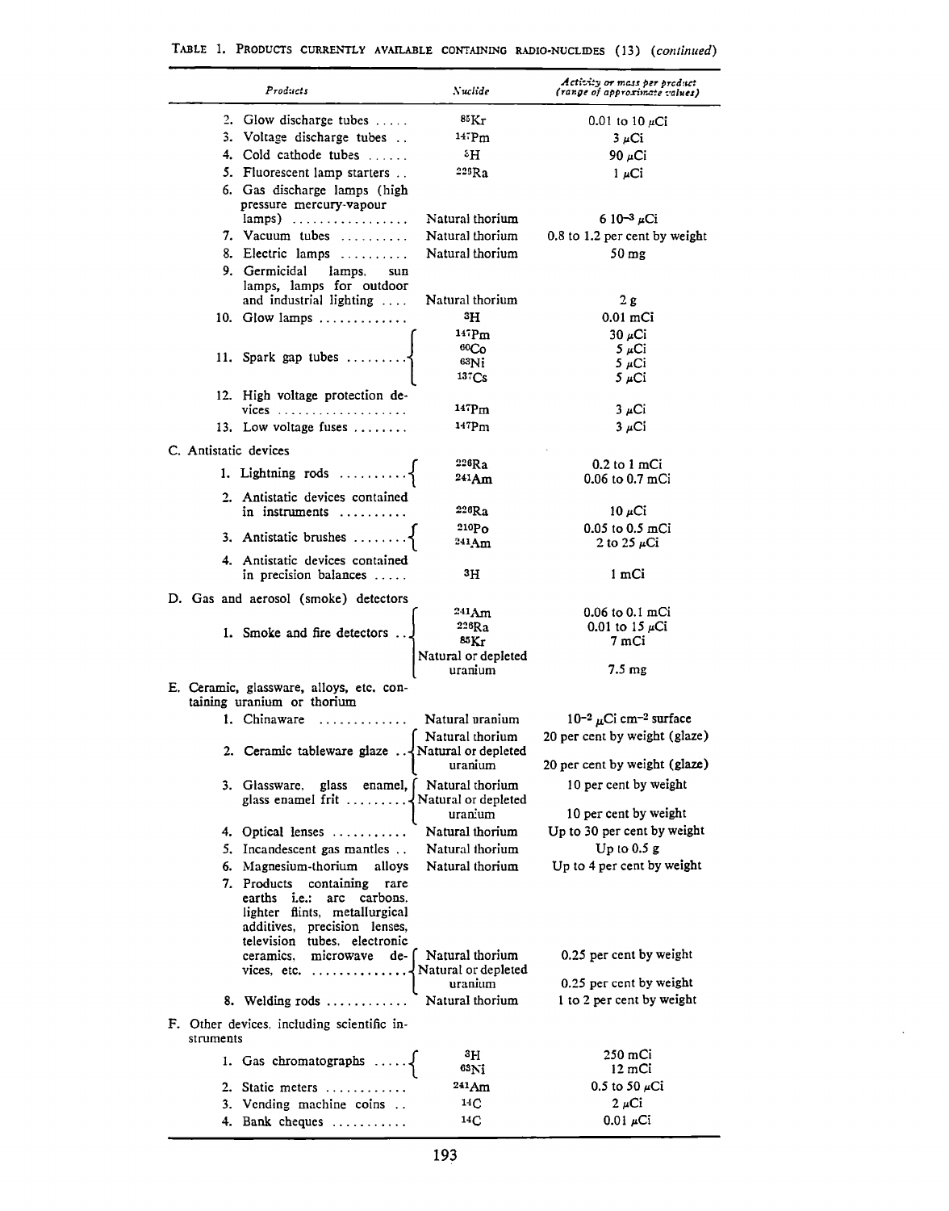TABLE 1. PRODUCTS CURRENTLY AVAILABLE CONTAINING RADIO-NUCLIDES (13) (*continued*)

| *Products* | *Nuclide* | *Activity or mass per product (range of approximate values)* |
|---|---|---|
| 2. Glow discharge tubes ..... | $^{85}Kr$ | 0.01 to 10 $\mu$Ci |
| 3. Voltage discharge tubes .. | $^{147}Pm$ | 3 $\mu$Ci |
| 4. Cold cathode tubes ...... | $^{3}H$ | 90 $\mu$Ci |
| 5. Fluorescent lamp starters .. | $^{226}Ra$ | 1 $\mu$Ci |
| 6. Gas discharge lamps (high pressure mercury-vapour lamps) ................. | Natural thorium | 6 $10^{-3}$ $\mu$Ci |
| 7. Vacuum tubes .......... | Natural thorium | 0.8 to 1.2 per cent by weight |
| 8. Electric lamps .......... | Natural thorium | 50 mg |
| 9. Germicidal lamps, sun lamps, lamps for outdoor and industrial lighting .... | Natural thorium | 2 g |
| 10. Glow lamps ............. | $^{3}H$ | 0.01 mCi |
| 11. Spark gap tubes ......... | $^{147}Pm$ | 30 $\mu$Ci |
| | $^{60}Co$ | 5 $\mu$Ci |
| | $^{63}Ni$ | 5 $\mu$Ci |
| | $^{137}Cs$ | 5 $\mu$Ci |
| 12. High voltage protection devices ................... | $^{147}Pm$ | 3 $\mu$Ci |
| 13. Low voltage fuses ........ | $^{147}Pm$ | 3 $\mu$Ci |
| C. Antistatic devices | | |
| 1. Lightning rods .......... | $^{226}Ra$ | 0.2 to 1 mCi |
| | $^{241}Am$ | 0.06 to 0.7 mCi |
| 2. Antistatic devices contained in instruments .......... | $^{226}Ra$ | 10 $\mu$Ci |
| 3. Antistatic brushes ........ | $^{210}Po$ | 0.05 to 0.5 mCi |
| | $^{241}Am$ | 2 to 25 $\mu$Ci |
| 4. Antistatic devices contained in precision balances ..... | $^{3}H$ | 1 mCi |
| D. Gas and aerosol (smoke) detectors | | |
| 1. Smoke and fire detectors .. | $^{241}Am$ | 0.06 to 0.1 mCi |
| | $^{226}Ra$ | 0.01 to 15 $\mu$Ci |
| | $^{85}Kr$ | 7 mCi |
| | Natural or depleted uranium | 7.5 mg |
| E. Ceramic, glassware, alloys, etc. containing uranium or thorium | | |
| 1. Chinaware ............. | Natural uranium | $10^{-2}$ $\mu$Ci cm$^{-2}$ surface |
| 2. Ceramic tableware glaze .. | Natural thorium | 20 per cent by weight (glaze) |
| | Natural or depleted uranium | 20 per cent by weight (glaze) |
| 3. Glassware, glass enamel, glass enamel frit ......... | Natural thorium | 10 per cent by weight |
| | Natural or depleted uranium | 10 per cent by weight |
| 4. Optical lenses ........... | Natural thorium | Up to 30 per cent by weight |
| 5. Incandescent gas mantles .. | Natural thorium | Up to 0.5 g |
| 6. Magnesium-thorium alloys | Natural thorium | Up to 4 per cent by weight |
| 7. Products containing rare earths i.e.: arc carbons, lighter flints, metallurgical additives, precision lenses, television tubes, electronic ceramics, microwave devices, etc. .............. | Natural thorium | 0.25 per cent by weight |
| | Natural or depleted uranium | 0.25 per cent by weight |
| 8. Welding rods ........... | Natural thorium | 1 to 2 per cent by weight |
| F. Other devices, including scientific instruments | | |
| 1. Gas chromatographs ..... | $^{3}H$ | 250 mCi |
| | $^{63}Ni$ | 12 mCi |
| 2. Static meters ............ | $^{241}Am$ | 0.5 to 50 $\mu$Ci |
| 3. Vending machine coins .. | $^{14}C$ | 2 $\mu$Ci |
| 4. Bank cheques ........... | $^{14}C$ | 0.01 $\mu$Ci |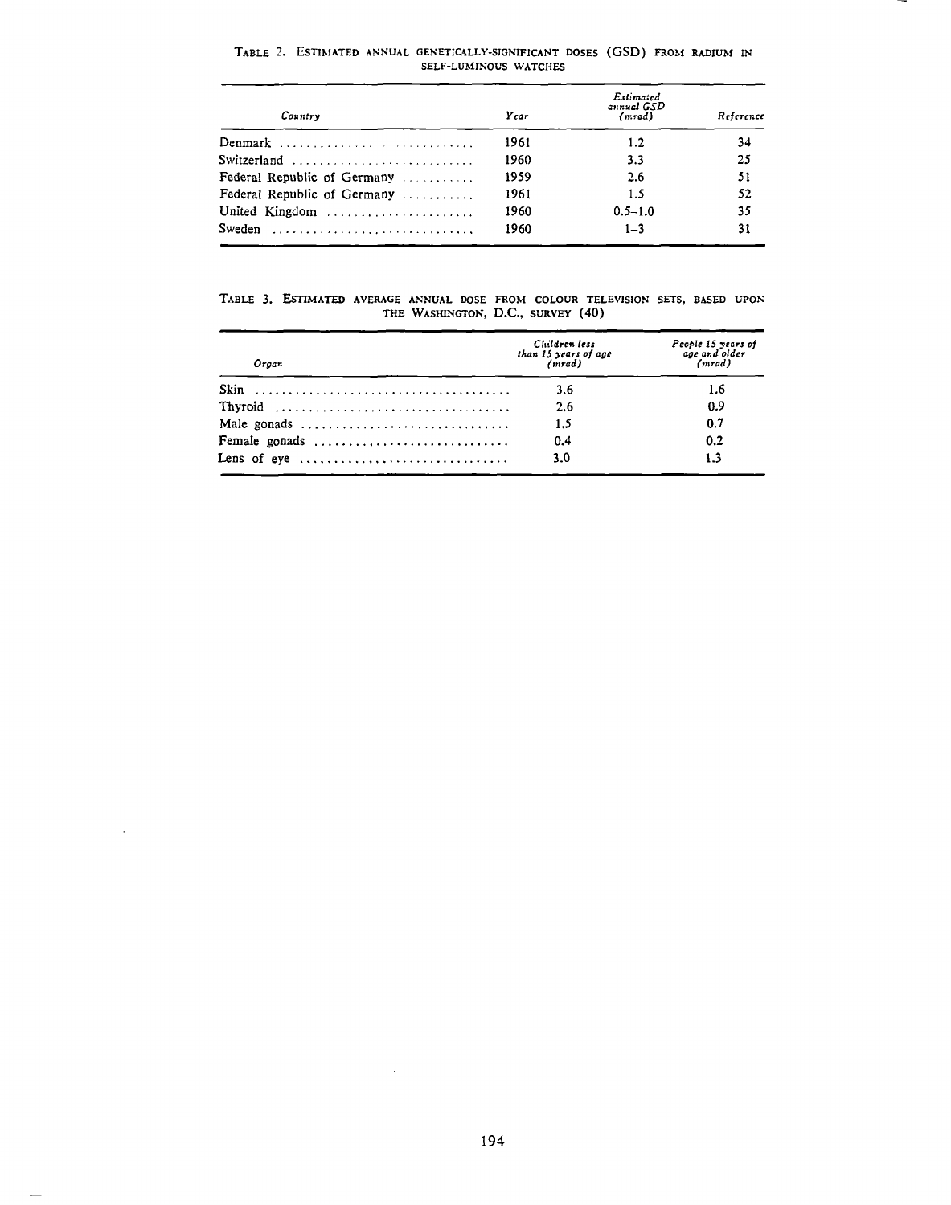TABLE 2. ESTIMATED ANNUAL GENETICALLY-SIGNIFICANT DOSES (GSD) FROM RADIUM IN SELF-LUMINOUS WATCHES

| *Country* | *Year* | *Estimated annual GSD (mrad)* | *Reference* |
|---|---|---|---|
| Denmark | 1961 | 1.2 | 34 |
| Switzerland | 1960 | 3.3 | 25 |
| Federal Republic of Germany | 1959 | 2.6 | 51 |
| Federal Republic of Germany | 1961 | 1.5 | 52 |
| United Kingdom | 1960 | 0.5–1.0 | 35 |
| Sweden | 1960 | 1–3 | 31 |

TABLE 3. ESTIMATED AVERAGE ANNUAL DOSE FROM COLOUR TELEVISION SETS, BASED UPON THE WASHINGTON, D.C., SURVEY (40)

| *Organ* | *Children less than 15 years of age (mrad)* | *People 15 years of age and older (mrad)* |
|---|---|---|
| Skin | 3.6 | 1.6 |
| Thyroid | 2.6 | 0.9 |
| Male gonads | 1.5 | 0.7 |
| Female gonads | 0.4 | 0.2 |
| Lens of eye | 3.0 | 1.3 |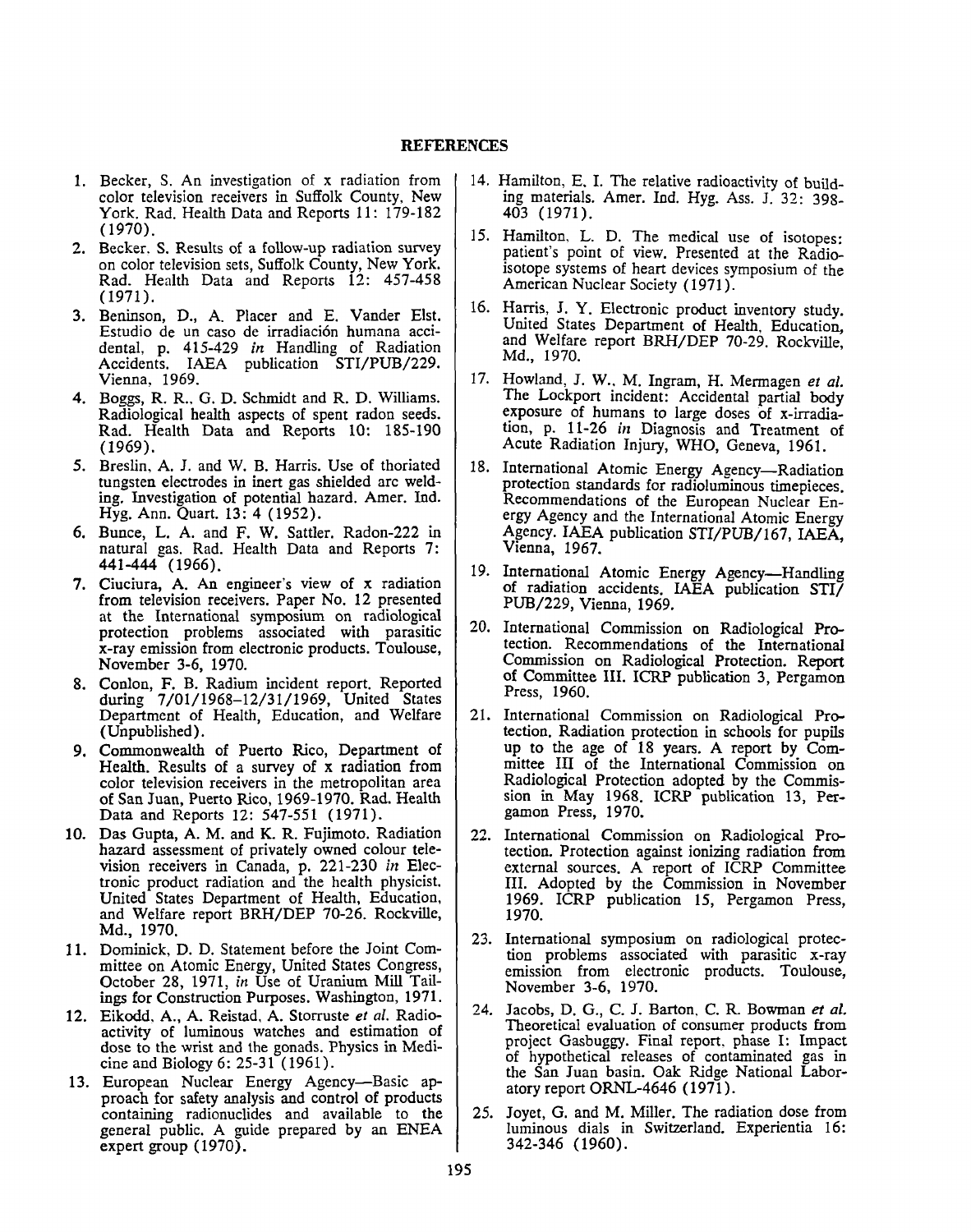## REFERENCES

1. Becker, S. An investigation of x radiation from color television receivers in Suffolk County, New York. Rad. Health Data and Reports 11: 179-182 (1970).
2. Becker, S. Results of a follow-up radiation survey on color television sets, Suffolk County, New York. Rad. Health Data and Reports 12: 457-458 (1971).
3. Beninson, D., A. Placer and E. Vander Elst. Estudio de un caso de irradiación humana accidental, p. 415-429 *in* Handling of Radiation Accidents. IAEA publication STI/PUB/229. Vienna, 1969.
4. Boggs, R. R., G. D. Schmidt and R. D. Williams. Radiological health aspects of spent radon seeds. Rad. Health Data and Reports 10: 185-190 (1969).
5. Breslin, A. J. and W. B. Harris. Use of thoriated tungsten electrodes in inert gas shielded arc welding. Investigation of potential hazard. Amer. Ind. Hyg. Ann. Quart. 13: 4 (1952).
6. Bunce, L. A. and F. W. Sattler. Radon-222 in natural gas. Rad. Health Data and Reports 7: 441-444 (1966).
7. Ciuciura, A. An engineer's view of x radiation from television receivers. Paper No. 12 presented at the International symposium on radiological protection problems associated with parasitic x-ray emission from electronic products. Toulouse, November 3-6, 1970.
8. Conlon, F. B. Radium incident report. Reported during 7/01/1968–12/31/1969, United States Department of Health, Education, and Welfare (Unpublished).
9. Commonwealth of Puerto Rico, Department of Health. Results of a survey of x radiation from color television receivers in the metropolitan area of San Juan, Puerto Rico, 1969-1970. Rad. Health Data and Reports 12: 547-551 (1971).
10. Das Gupta, A. M. and K. R. Fujimoto. Radiation hazard assessment of privately owned colour television receivers in Canada, p. 221-230 *in* Electronic product radiation and the health physicist. United States Department of Health, Education, and Welfare report BRH/DEP 70-26. Rockville, Md., 1970.
11. Dominick, D. D. Statement before the Joint Committee on Atomic Energy, United States Congress, October 28, 1971, *in* Use of Uranium Mill Tailings for Construction Purposes. Washington, 1971.
12. Eikodd, A., A. Reistad, A. Storruste *et al.* Radioactivity of luminous watches and estimation of dose to the wrist and the gonads. Physics in Medicine and Biology 6: 25-31 (1961).
13. European Nuclear Energy Agency—Basic approach for safety analysis and control of products containing radionuclides and available to the general public. A guide prepared by an ENEA expert group (1970).
14. Hamilton, E. I. The relative radioactivity of building materials. Amer. Ind. Hyg. Ass. J. 32: 398-403 (1971).
15. Hamilton, L. D. The medical use of isotopes: patient's point of view. Presented at the Radioisotope systems of heart devices symposium of the American Nuclear Society (1971).
16. Harris, J. Y. Electronic product inventory study. United States Department of Health, Education, and Welfare report BRH/DEP 70-29. Rockville, Md., 1970.
17. Howland, J. W., M. Ingram, H. Mermagen *et al.* The Lockport incident: Accidental partial body exposure of humans to large doses of x-irradiation, p. 11-26 *in* Diagnosis and Treatment of Acute Radiation Injury, WHO, Geneva, 1961.
18. International Atomic Energy Agency—Radiation protection standards for radioluminous timepieces. Recommendations of the European Nuclear Energy Agency and the International Atomic Energy Agency. IAEA publication STI/PUB/167, IAEA, Vienna, 1967.
19. International Atomic Energy Agency—Handling of radiation accidents. IAEA publication STI/PUB/229, Vienna, 1969.
20. International Commission on Radiological Protection. Recommendations of the International Commission on Radiological Protection. Report of Committee III. ICRP publication 3, Pergamon Press, 1960.
21. International Commission on Radiological Protection. Radiation protection in schools for pupils up to the age of 18 years. A report by Committee III of the International Commission on Radiological Protection adopted by the Commission in May 1968. ICRP publication 13, Pergamon Press, 1970.
22. International Commission on Radiological Protection. Protection against ionizing radiation from external sources. A report of ICRP Committee III. Adopted by the Commission in November 1969. ICRP publication 15, Pergamon Press, 1970.
23. International symposium on radiological protection problems associated with parasitic x-ray emission from electronic products. Toulouse, November 3-6, 1970.
24. Jacobs, D. G., C. J. Barton, C. R. Bowman *et al.* Theoretical evaluation of consumer products from project Gasbuggy. Final report, phase I: Impact of hypothetical releases of contaminated gas in the San Juan basin. Oak Ridge National Laboratory report ORNL-4646 (1971).
25. Joyet, G. and M. Miller. The radiation dose from luminous dials in Switzerland. Experientia 16: 342-346 (1960).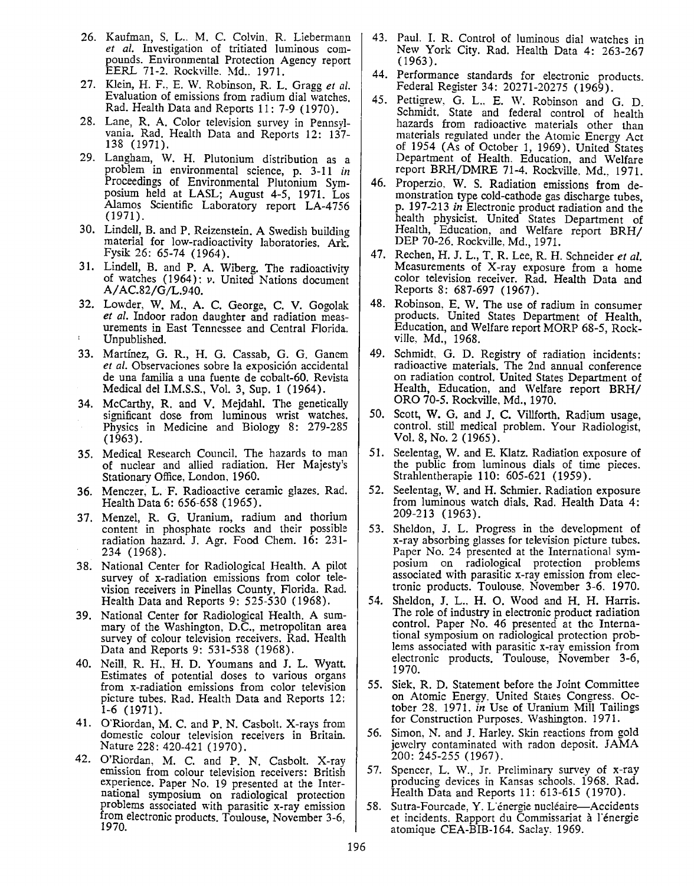26. Kaufman, S. L., M. C. Colvin, R. Liebermann *et al.* Investigation of tritiated luminous compounds. Environmental Protection Agency report EERL 71-2. Rockville. Md., 1971.

27. Klein, H. F., E. W. Robinson, R. L. Gragg *et al.* Evaluation of emissions from radium dial watches. Rad. Health Data and Reports 11: 7-9 (1970).

28. Lane, R. A. Color television survey in Pennsylvania. Rad. Health Data and Reports 12: 137-138 (1971).

29. Langham, W. H. Plutonium distribution as a problem in environmental science, p. 3-11 *in* Proceedings of Environmental Plutonium Symposium held at LASL; August 4-5, 1971. Los Alamos Scientific Laboratory report LA-4756 (1971).

30. Lindell, B. and P. Reizenstein. A Swedish building material for low-radioactivity laboratories. Ark. Fysik 26: 65-74 (1964).

31. Lindell, B. and P. A. Wiberg. The radioactivity of watches (1964): *v.* United Nations document A/AC.82/G/L.940.

32. Lowder, W. M., A. C. George, C. V. Gogolak *et al.* Indoor radon daughter and radiation measurements in East Tennessee and Central Florida. Unpublished.

33. Martínez, G. R., H. G. Cassab, G. G. Ganem *et al.* Observaciones sobre la exposición accidental de una familia a una fuente de cobalt-60. Revista Medical del I.M.S.S., Vol. 3, Sup. 1 (1964).

34. McCarthy, R. and V. Mejdahl. The genetically significant dose from luminous wrist watches. Physics in Medicine and Biology 8: 279-285 (1963).

35. Medical Research Council. The hazards to man of nuclear and allied radiation. Her Majesty's Stationary Office, London, 1960.

36. Menczer, L. F. Radioactive ceramic glazes. Rad. Health Data 6: 656-658 (1965).

37. Menzel, R. G. Uranium, radium and thorium content in phosphate rocks and their possible radiation hazard. J. Agr. Food Chem. 16: 231-234 (1968).

38. National Center for Radiological Health. A pilot survey of x-radiation emissions from color television receivers in Pinellas County, Florida. Rad. Health Data and Reports 9: 525-530 (1968).

39. National Center for Radiological Health. A summary of the Washington, D.C., metropolitan area survey of colour television receivers. Rad. Health Data and Reports 9: 531-538 (1968).

40. Neill, R. H., H. D. Youmans and J. L. Wyatt. Estimates of potential doses to various organs from x-radiation emissions from color television picture tubes. Rad. Health Data and Reports 12: 1-6 (1971).

41. O'Riordan, M. C. and P. N. Casbolt. X-rays from domestic colour television receivers in Britain. Nature 228: 420-421 (1970).

42. O'Riordan, M. C. and P. N. Casbolt. X-ray emission from colour television receivers: British experience. Paper No. 19 presented at the International symposium on radiological protection problems associated with parasitic x-ray emission from electronic products. Toulouse, November 3-6, 1970.

43. Paul. I. R. Control of luminous dial watches in New York City. Rad. Health Data 4: 263-267 (1963).

44. Performance standards for electronic products. Federal Register 34: 20271-20275 (1969).

45. Pettigrew, G. L., E. W. Robinson and G. D. Schmidt. State and federal control of health hazards from radioactive materials other than materials regulated under the Atomic Energy Act of 1954 (As of October 1, 1969). United States Department of Health. Education, and Welfare report BRH/DMRE 71-4. Rockville. Md., 1971.

46. Properzio, W. S. Radiation emissions from demonstration type cold-cathode gas discharge tubes, p. 197-213 *in* Electronic product radiation and the health physicist. United States Department of Health, Education, and Welfare report BRH/DEP 70-26. Rockville, Md., 1971.

47. Rechen, H. J. L., T. R. Lee, R. H. Schneider *et al.* Measurements of X-ray exposure from a home color television receiver. Rad. Health Data and Reports 8: 687-697 (1967).

48. Robinson, E. W. The use of radium in consumer products. United States Department of Health, Education, and Welfare report MORP 68-5, Rockville, Md., 1968.

49. Schmidt, G. D. Registry of radiation incidents: radioactive materials. The 2nd annual conference on radiation control. United States Department of Health, Education, and Welfare report BRH/ORO 70-5. Rockville, Md., 1970.

50. Scott, W. G. and J. C. Villforth. Radium usage, control. still medical problem. Your Radiologist, Vol. 8, No. 2 (1965).

51. Seelentag, W. and E. Klatz. Radiation exposure of the public from luminous dials of time pieces. Strahlentherapie 110: 605-621 (1959).

52. Seelentag, W. and H. Schmier. Radiation exposure from luminous watch dials. Rad. Health Data 4: 209-213 (1963).

53. Sheldon, J. L. Progress in the development of x-ray absorbing glasses for television picture tubes. Paper No. 24 presented at the International symposium on radiological protection problems associated with parasitic x-ray emission from electronic products. Toulouse. November 3-6. 1970.

54. Sheldon, J. L., H. O. Wood and H. H. Harris. The role of industry in electronic product radiation control. Paper No. 46 presented at the International symposium on radiological protection problems associated with parasitic x-ray emission from electronic products. Toulouse, November 3-6, 1970.

55. Siek, R. D. Statement before the Joint Committee on Atomic Energy. United States Congress. October 28. 1971. *in* Use of Uranium Mill Tailings for Construction Purposes. Washington. 1971.

56. Simon, N. and J. Harley. Skin reactions from gold jewelry contaminated with radon deposit. JAMA 200: 245-255 (1967).

57. Spencer, L. W., Jr. Preliminary survey of x-ray producing devices in Kansas schools. 1968. Rad. Health Data and Reports 11: 613-615 (1970).

58. Sutra-Fourcade, Y. L'énergie nucléaire—Accidents et incidents. Rapport du Commissariat à l'énergie atomique CEA-BIB-164. Saclay. 1969.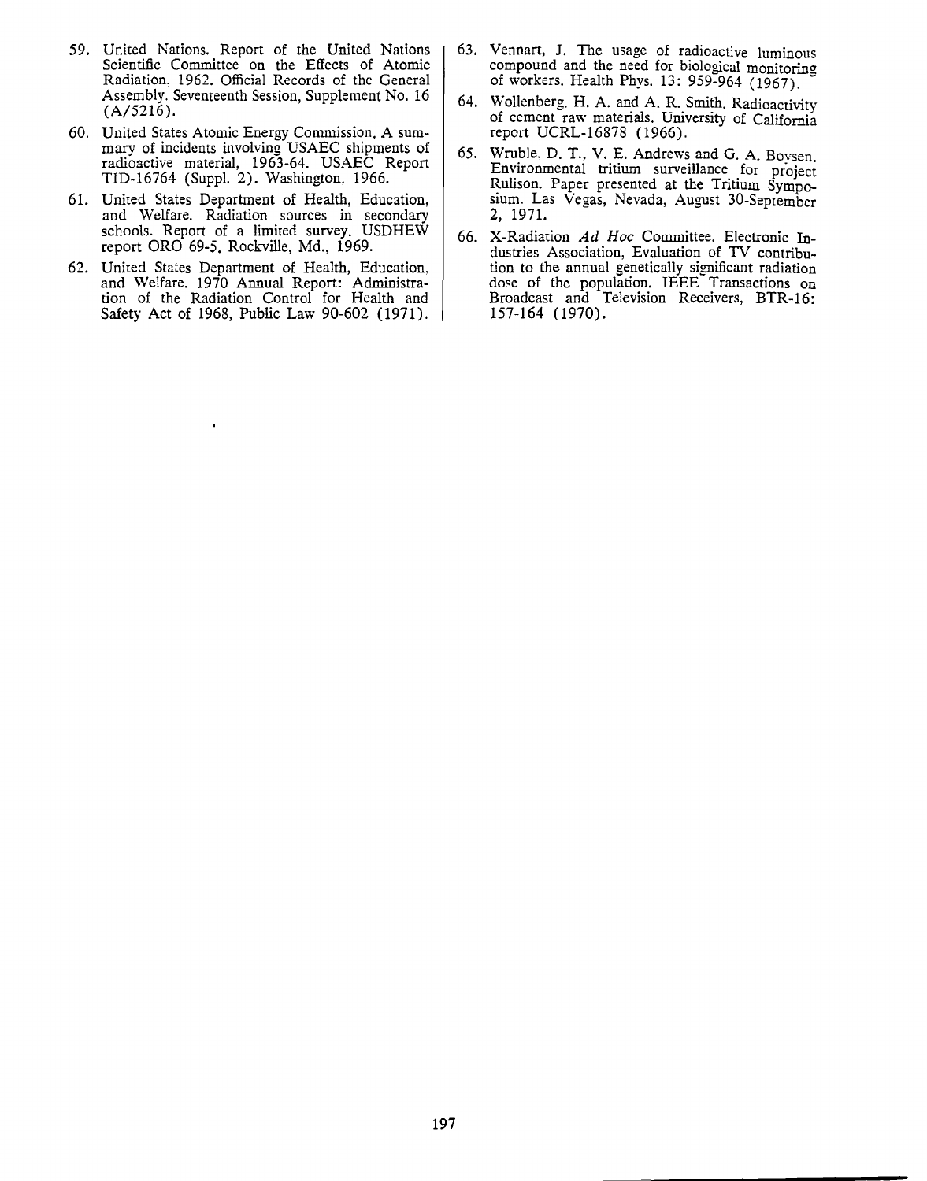59. United Nations. Report of the United Nations Scientific Committee on the Effects of Atomic Radiation, 1962. Official Records of the General Assembly, Seventeenth Session, Supplement No. 16 (A/5216).

60. United States Atomic Energy Commission. A summary of incidents involving USAEC shipments of radioactive material, 1963-64. USAEC Report TID-16764 (Suppl. 2). Washington, 1966.

61. United States Department of Health, Education, and Welfare. Radiation sources in secondary schools. Report of a limited survey. USDHEW report ORO 69-5. Rockville, Md., 1969.

62. United States Department of Health, Education, and Welfare. 1970 Annual Report: Administration of the Radiation Control for Health and Safety Act of 1968, Public Law 90-602 (1971).

63. Vennart, J. The usage of radioactive luminous compound and the need for biological monitoring of workers. Health Phys. 13: 959-964 (1967).

64. Wollenberg, H. A. and A. R. Smith. Radioactivity of cement raw materials. University of California report UCRL-16878 (1966).

65. Wruble, D. T., V. E. Andrews and G. A. Boysen. Environmental tritium surveillance for project Rulison. Paper presented at the Tritium Symposium. Las Vegas, Nevada, August 30-September 2, 1971.

66. X-Radiation *Ad Hoc* Committee, Electronic Industries Association, Evaluation of TV contribution to the annual genetically significant radiation dose of the population. IEEE Transactions on Broadcast and Television Receivers, BTR-16: 157-164 (1970).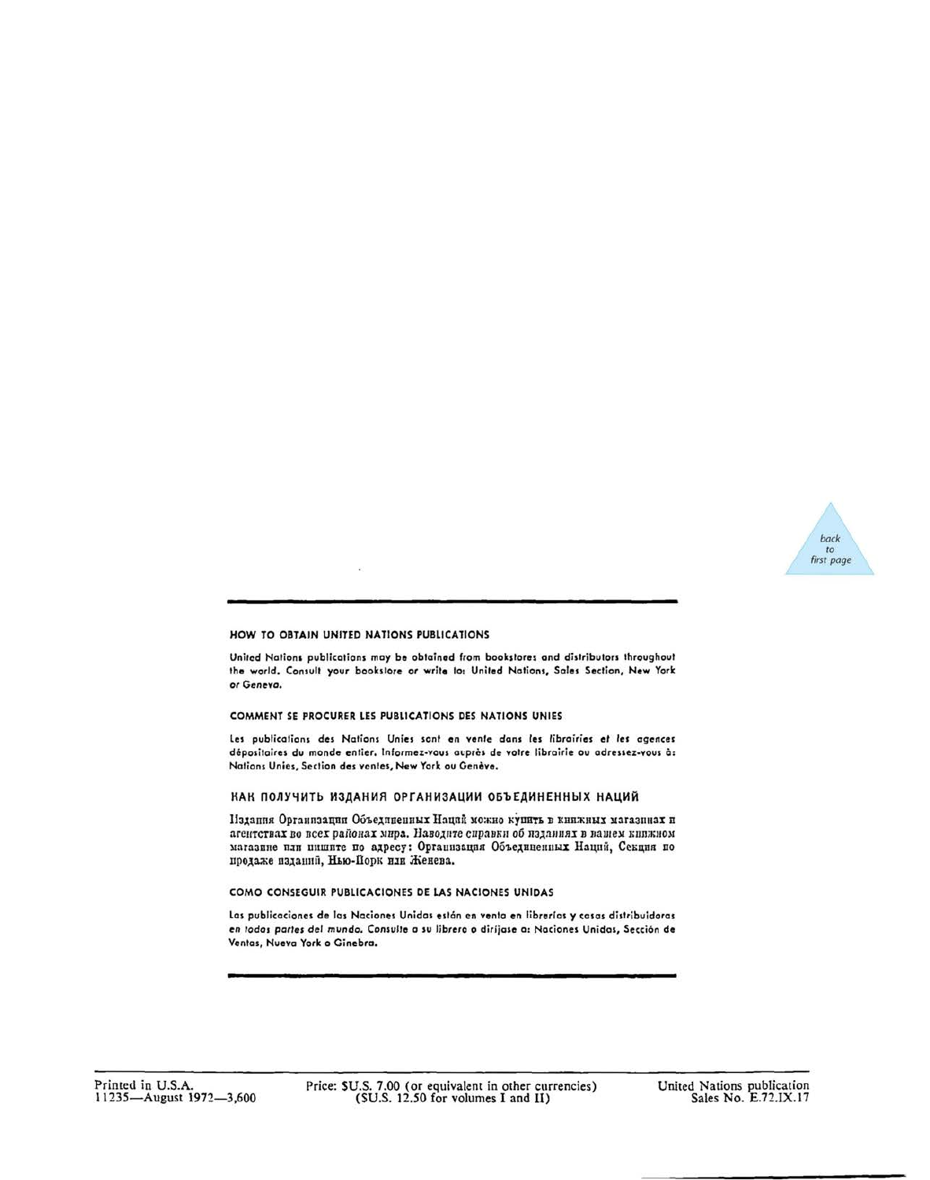### HOW TO OBTAIN UNITED NATIONS PUBLICATIONS

United Nations publications may be obtained from bookstores and distributors throughout the world. Consult your bookstore or write to: United Nations, Sales Section, New York or Geneva.

### COMMENT SE PROCURER LES PUBLICATIONS DES NATIONS UNIES

Les publications des Nations Unies sont en vente dans les librairies et les agences dépositaires du monde entier. Informez-vous auprès de votre librairie ou adressez-vous à: Nations Unies, Section des ventes, New York ou Genève.

### КАК ПОЛУЧИТЬ ИЗДАНИЯ ОРГАНИЗАЦИИ ОБЪЕДИНЕННЫХ НАЦИЙ

Издания Организации Объединенных Наций можно купить в книжных магазинах и агентствах во всех районах мира. Наводите справки об изданиях в вашем книжном магазине или пишите по адресу: Организация Объединенных Наций, Секция по продаже изданий, Нью-Йорк или Женева.

### COMO CONSEGUIR PUBLICACIONES DE LAS NACIONES UNIDAS

Las publicaciones de las Naciones Unidas están en venta en librerías y casas distribuidoras en todas partes del mundo. Consulte a su librero o diríjase a: Naciones Unidas, Sección de Ventas, Nueva York o Ginebra.

---

Printed in U.S.A.
11235—August 1972—3,600

Price: $U.S. 7.00 (or equivalent in other currencies)
($U.S. 12.50 for volumes I and II)

United Nations publication
Sales No. E.72.IX.17